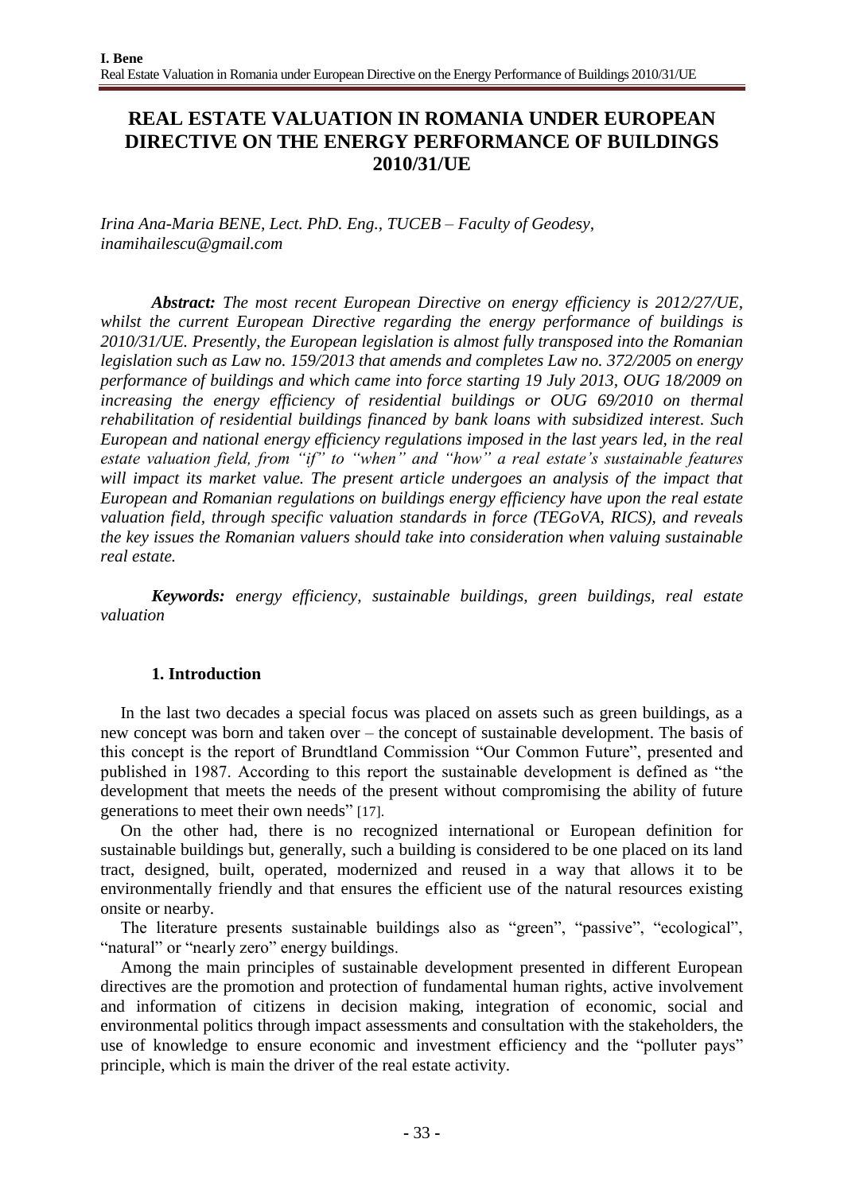# REAL ESTATE VALUATION IN ROMANIA UNDER EUROPEAN DIRECTIVE ON THE ENERGY PERFORMANCE OF BUILDINGS 2010/31/UE

*Irina Ana-Maria BENE, Lect. PhD. Eng., TUCEB – Faculty of Geodesy, inamihailescu@gmail.com*

***Abstract:** The most recent European Directive on energy efficiency is 2012/27/UE, whilst the current European Directive regarding the energy performance of buildings is 2010/31/UE. Presently, the European legislation is almost fully transposed into the Romanian legislation such as Law no. 159/2013 that amends and completes Law no. 372/2005 on energy performance of buildings and which came into force starting 19 July 2013, OUG 18/2009 on increasing the energy efficiency of residential buildings or OUG 69/2010 on thermal rehabilitation of residential buildings financed by bank loans with subsidized interest. Such European and national energy efficiency regulations imposed in the last years led, in the real estate valuation field, from "if" to "when" and "how" a real estate's sustainable features will impact its market value. The present article undergoes an analysis of the impact that European and Romanian regulations on buildings energy efficiency have upon the real estate valuation field, through specific valuation standards in force (TEGoVA, RICS), and reveals the key issues the Romanian valuers should take into consideration when valuing sustainable real estate.*

***Keywords:** energy efficiency, sustainable buildings, green buildings, real estate valuation*

## 1. Introduction

In the last two decades a special focus was placed on assets such as green buildings, as a new concept was born and taken over – the concept of sustainable development. The basis of this concept is the report of Brundtland Commission "Our Common Future", presented and published in 1987. According to this report the sustainable development is defined as "the development that meets the needs of the present without compromising the ability of future generations to meet their own needs" [17].

On the other had, there is no recognized international or European definition for sustainable buildings but, generally, such a building is considered to be one placed on its land tract, designed, built, operated, modernized and reused in a way that allows it to be environmentally friendly and that ensures the efficient use of the natural resources existing onsite or nearby.

The literature presents sustainable buildings also as "green", "passive", "ecological", "natural" or "nearly zero" energy buildings.

Among the main principles of sustainable development presented in different European directives are the promotion and protection of fundamental human rights, active involvement and information of citizens in decision making, integration of economic, social and environmental politics through impact assessments and consultation with the stakeholders, the use of knowledge to ensure economic and investment efficiency and the "polluter pays" principle, which is main the driver of the real estate activity.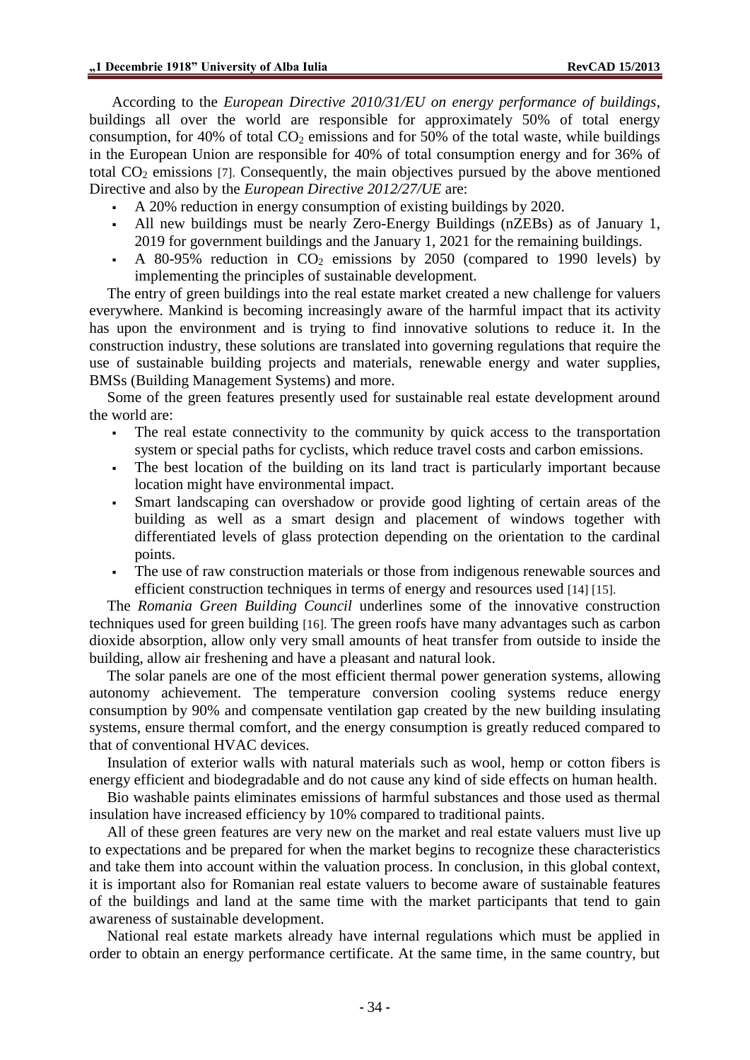According to the *European Directive 2010/31/EU on energy performance of buildings*, buildings all over the world are responsible for approximately 50% of total energy consumption, for 40% of total $CO_2$ emissions and for 50% of the total waste, while buildings in the European Union are responsible for 40% of total consumption energy and for 36% of total $CO_2$ emissions [7]. Consequently, the main objectives pursued by the above mentioned Directive and also by the *European Directive 2012/27/UE* are:

- A 20% reduction in energy consumption of existing buildings by 2020.
- All new buildings must be nearly Zero-Energy Buildings (nZEBs) as of January 1, 2019 for government buildings and the January 1, 2021 for the remaining buildings.
- A 80-95% reduction in $CO_2$ emissions by 2050 (compared to 1990 levels) by implementing the principles of sustainable development.

The entry of green buildings into the real estate market created a new challenge for valuers everywhere. Mankind is becoming increasingly aware of the harmful impact that its activity has upon the environment and is trying to find innovative solutions to reduce it. In the construction industry, these solutions are translated into governing regulations that require the use of sustainable building projects and materials, renewable energy and water supplies, BMSs (Building Management Systems) and more.

Some of the green features presently used for sustainable real estate development around the world are:

- The real estate connectivity to the community by quick access to the transportation system or special paths for cyclists, which reduce travel costs and carbon emissions.
- The best location of the building on its land tract is particularly important because location might have environmental impact.
- Smart landscaping can overshadow or provide good lighting of certain areas of the building as well as a smart design and placement of windows together with differentiated levels of glass protection depending on the orientation to the cardinal points.
- The use of raw construction materials or those from indigenous renewable sources and efficient construction techniques in terms of energy and resources used [14] [15].

The *Romania Green Building Council* underlines some of the innovative construction techniques used for green building [16]. The green roofs have many advantages such as carbon dioxide absorption, allow only very small amounts of heat transfer from outside to inside the building, allow air freshening and have a pleasant and natural look.

The solar panels are one of the most efficient thermal power generation systems, allowing autonomy achievement. The temperature conversion cooling systems reduce energy consumption by 90% and compensate ventilation gap created by the new building insulating systems, ensure thermal comfort, and the energy consumption is greatly reduced compared to that of conventional HVAC devices.

Insulation of exterior walls with natural materials such as wool, hemp or cotton fibers is energy efficient and biodegradable and do not cause any kind of side effects on human health.

Bio washable paints eliminates emissions of harmful substances and those used as thermal insulation have increased efficiency by 10% compared to traditional paints.

All of these green features are very new on the market and real estate valuers must live up to expectations and be prepared for when the market begins to recognize these characteristics and take them into account within the valuation process. In conclusion, in this global context, it is important also for Romanian real estate valuers to become aware of sustainable features of the buildings and land at the same time with the market participants that tend to gain awareness of sustainable development.

National real estate markets already have internal regulations which must be applied in order to obtain an energy performance certificate. At the same time, in the same country, but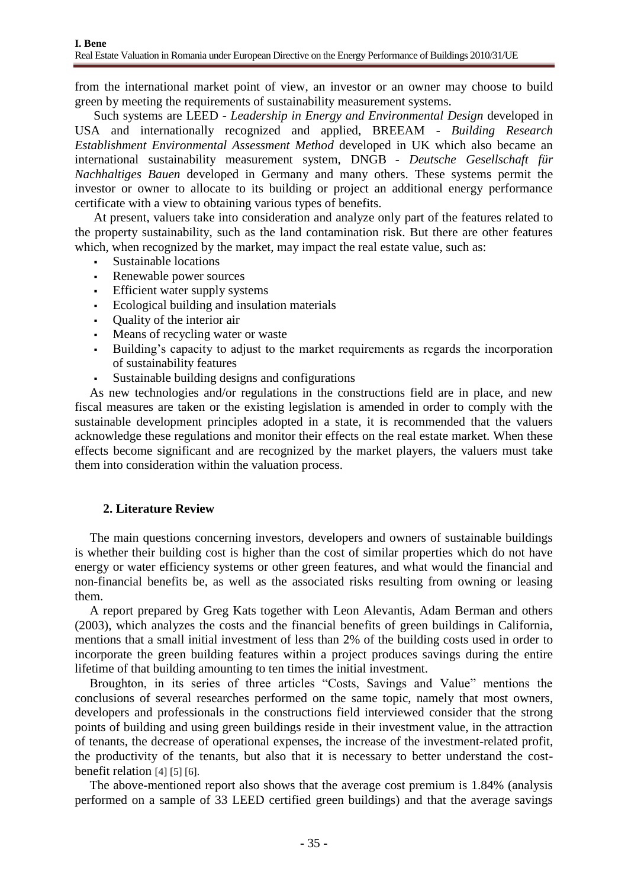from the international market point of view, an investor or an owner may choose to build green by meeting the requirements of sustainability measurement systems.

Such systems are LEED - *Leadership in Energy and Environmental Design* developed in USA and internationally recognized and applied, BREEAM - *Building Research Establishment Environmental Assessment Method* developed in UK which also became an international sustainability measurement system, DNGB - *Deutsche Gesellschaft für Nachhaltiges Bauen* developed in Germany and many others. These systems permit the investor or owner to allocate to its building or project an additional energy performance certificate with a view to obtaining various types of benefits.

At present, valuers take into consideration and analyze only part of the features related to the property sustainability, such as the land contamination risk. But there are other features which, when recognized by the market, may impact the real estate value, such as:

- Sustainable locations
- Renewable power sources
- Efficient water supply systems
- Ecological building and insulation materials
- Quality of the interior air
- Means of recycling water or waste
- Building's capacity to adjust to the market requirements as regards the incorporation of sustainability features
- Sustainable building designs and configurations

As new technologies and/or regulations in the constructions field are in place, and new fiscal measures are taken or the existing legislation is amended in order to comply with the sustainable development principles adopted in a state, it is recommended that the valuers acknowledge these regulations and monitor their effects on the real estate market. When these effects become significant and are recognized by the market players, the valuers must take them into consideration within the valuation process.

## 2. Literature Review

The main questions concerning investors, developers and owners of sustainable buildings is whether their building cost is higher than the cost of similar properties which do not have energy or water efficiency systems or other green features, and what would the financial and non-financial benefits be, as well as the associated risks resulting from owning or leasing them.

A report prepared by Greg Kats together with Leon Alevantis, Adam Berman and others (2003), which analyzes the costs and the financial benefits of green buildings in California, mentions that a small initial investment of less than 2% of the building costs used in order to incorporate the green building features within a project produces savings during the entire lifetime of that building amounting to ten times the initial investment.

Broughton, in its series of three articles "Costs, Savings and Value" mentions the conclusions of several researches performed on the same topic, namely that most owners, developers and professionals in the constructions field interviewed consider that the strong points of building and using green buildings reside in their investment value, in the attraction of tenants, the decrease of operational expenses, the increase of the investment-related profit, the productivity of the tenants, but also that it is necessary to better understand the cost-benefit relation [4] [5] [6].

The above-mentioned report also shows that the average cost premium is 1.84% (analysis performed on a sample of 33 LEED certified green buildings) and that the average savings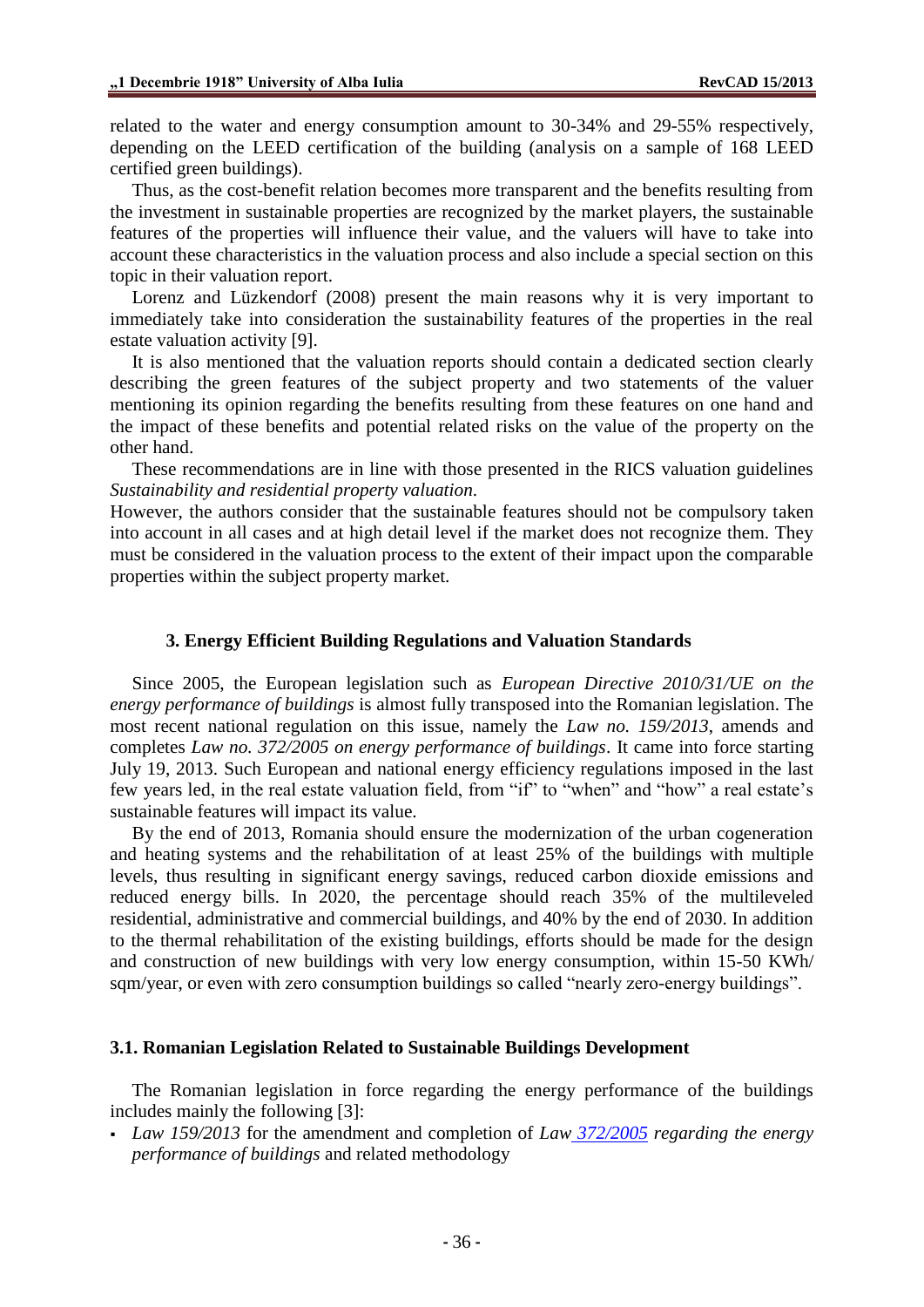related to the water and energy consumption amount to 30-34% and 29-55% respectively, depending on the LEED certification of the building (analysis on a sample of 168 LEED certified green buildings).

Thus, as the cost-benefit relation becomes more transparent and the benefits resulting from the investment in sustainable properties are recognized by the market players, the sustainable features of the properties will influence their value, and the valuers will have to take into account these characteristics in the valuation process and also include a special section on this topic in their valuation report.

Lorenz and Lüzkendorf (2008) present the main reasons why it is very important to immediately take into consideration the sustainability features of the properties in the real estate valuation activity [9].

It is also mentioned that the valuation reports should contain a dedicated section clearly describing the green features of the subject property and two statements of the valuer mentioning its opinion regarding the benefits resulting from these features on one hand and the impact of these benefits and potential related risks on the value of the property on the other hand.

These recommendations are in line with those presented in the RICS valuation guidelines *Sustainability and residential property valuation.*

However, the authors consider that the sustainable features should not be compulsory taken into account in all cases and at high detail level if the market does not recognize them. They must be considered in the valuation process to the extent of their impact upon the comparable properties within the subject property market.

## 3. Energy Efficient Building Regulations and Valuation Standards

Since 2005, the European legislation such as *European Directive 2010/31/UE on the energy performance of buildings* is almost fully transposed into the Romanian legislation. The most recent national regulation on this issue, namely the *Law no. 159/2013*, amends and completes *Law no. 372/2005 on energy performance of buildings*. It came into force starting July 19, 2013. Such European and national energy efficiency regulations imposed in the last few years led, in the real estate valuation field, from "if" to "when" and "how" a real estate's sustainable features will impact its value.

By the end of 2013, Romania should ensure the modernization of the urban cogeneration and heating systems and the rehabilitation of at least 25% of the buildings with multiple levels, thus resulting in significant energy savings, reduced carbon dioxide emissions and reduced energy bills. In 2020, the percentage should reach 35% of the multileveled residential, administrative and commercial buildings, and 40% by the end of 2030. In addition to the thermal rehabilitation of the existing buildings, efforts should be made for the design and construction of new buildings with very low energy consumption, within 15-50 KWh/ sqm/year, or even with zero consumption buildings so called "nearly zero-energy buildings".

### 3.1. Romanian Legislation Related to Sustainable Buildings Development

The Romanian legislation in force regarding the energy performance of the buildings includes mainly the following [3]:

- *Law 159/2013* for the amendment and completion of *Law 372/2005 regarding the energy performance of buildings* and related methodology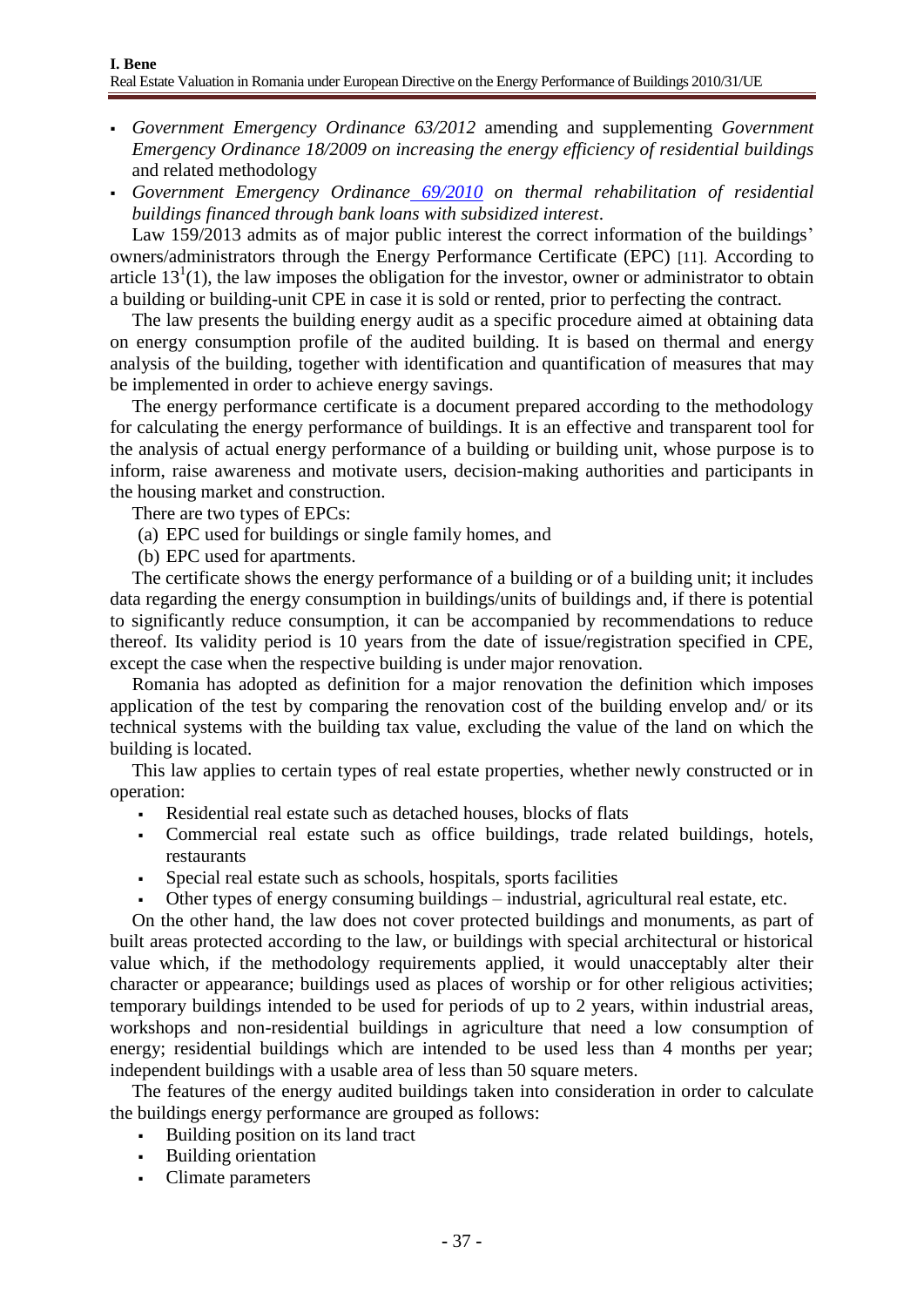- *Government Emergency Ordinance 63/2012* amending and supplementing *Government Emergency Ordinance 18/2009 on increasing the energy efficiency of residential buildings* and related methodology
- *Government Emergency Ordinance 69/2010 on thermal rehabilitation of residential buildings financed through bank loans with subsidized interest*.

Law 159/2013 admits as of major public interest the correct information of the buildings' owners/administrators through the Energy Performance Certificate (EPC) [11]. According to article $13^1(1)$, the law imposes the obligation for the investor, owner or administrator to obtain a building or building-unit CPE in case it is sold or rented, prior to perfecting the contract.

The law presents the building energy audit as a specific procedure aimed at obtaining data on energy consumption profile of the audited building. It is based on thermal and energy analysis of the building, together with identification and quantification of measures that may be implemented in order to achieve energy savings.

The energy performance certificate is a document prepared according to the methodology for calculating the energy performance of buildings. It is an effective and transparent tool for the analysis of actual energy performance of a building or building unit, whose purpose is to inform, raise awareness and motivate users, decision-making authorities and participants in the housing market and construction.

There are two types of EPCs:

(a) EPC used for buildings or single family homes, and
(b) EPC used for apartments.

The certificate shows the energy performance of a building or of a building unit; it includes data regarding the energy consumption in buildings/units of buildings and, if there is potential to significantly reduce consumption, it can be accompanied by recommendations to reduce thereof. Its validity period is 10 years from the date of issue/registration specified in CPE, except the case when the respective building is under major renovation.

Romania has adopted as definition for a major renovation the definition which imposes application of the test by comparing the renovation cost of the building envelop and/ or its technical systems with the building tax value, excluding the value of the land on which the building is located.

This law applies to certain types of real estate properties, whether newly constructed or in operation:

- Residential real estate such as detached houses, blocks of flats
- Commercial real estate such as office buildings, trade related buildings, hotels, restaurants
- Special real estate such as schools, hospitals, sports facilities
- Other types of energy consuming buildings – industrial, agricultural real estate, etc.

On the other hand, the law does not cover protected buildings and monuments, as part of built areas protected according to the law, or buildings with special architectural or historical value which, if the methodology requirements applied, it would unacceptably alter their character or appearance; buildings used as places of worship or for other religious activities; temporary buildings intended to be used for periods of up to 2 years, within industrial areas, workshops and non-residential buildings in agriculture that need a low consumption of energy; residential buildings which are intended to be used less than 4 months per year; independent buildings with a usable area of less than 50 square meters.

The features of the energy audited buildings taken into consideration in order to calculate the buildings energy performance are grouped as follows:

- Building position on its land tract
- Building orientation
- Climate parameters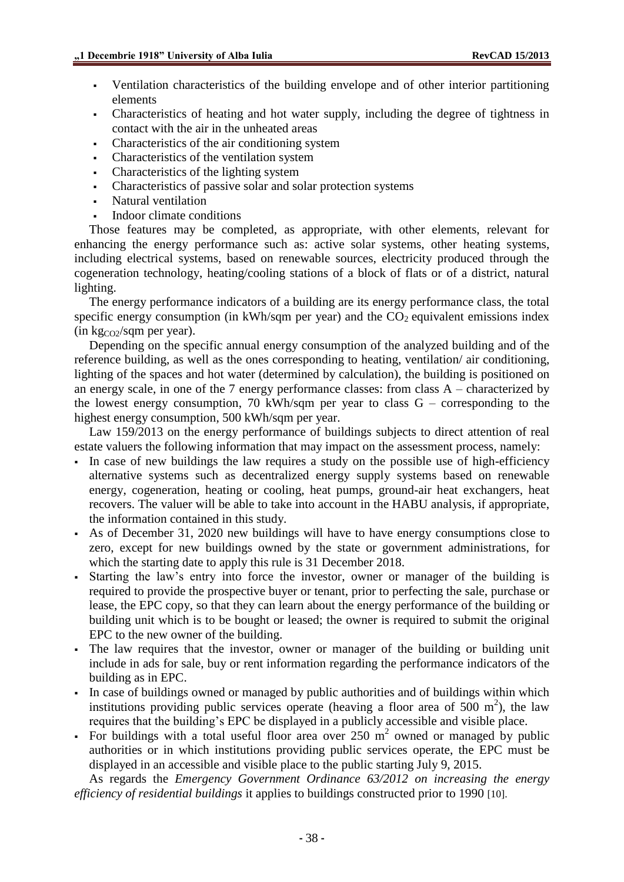- Ventilation characteristics of the building envelope and of other interior partitioning elements
- Characteristics of heating and hot water supply, including the degree of tightness in contact with the air in the unheated areas
- Characteristics of the air conditioning system
- Characteristics of the ventilation system
- Characteristics of the lighting system
- Characteristics of passive solar and solar protection systems
- Natural ventilation
- Indoor climate conditions

Those features may be completed, as appropriate, with other elements, relevant for enhancing the energy performance such as: active solar systems, other heating systems, including electrical systems, based on renewable sources, electricity produced through the cogeneration technology, heating/cooling stations of a block of flats or of a district, natural lighting.

The energy performance indicators of a building are its energy performance class, the total specific energy consumption (in kWh/sqm per year) and the $CO_2$ equivalent emissions index (in $kg_{CO2}$/sqm per year).

Depending on the specific annual energy consumption of the analyzed building and of the reference building, as well as the ones corresponding to heating, ventilation/ air conditioning, lighting of the spaces and hot water (determined by calculation), the building is positioned on an energy scale, in one of the 7 energy performance classes: from class A – characterized by the lowest energy consumption, 70 kWh/sqm per year to class G – corresponding to the highest energy consumption, 500 kWh/sqm per year.

Law 159/2013 on the energy performance of buildings subjects to direct attention of real estate valuers the following information that may impact on the assessment process, namely:

- In case of new buildings the law requires a study on the possible use of high-efficiency alternative systems such as decentralized energy supply systems based on renewable energy, cogeneration, heating or cooling, heat pumps, ground-air heat exchangers, heat recovers. The valuer will be able to take into account in the HABU analysis, if appropriate, the information contained in this study.
- As of December 31, 2020 new buildings will have to have energy consumptions close to zero, except for new buildings owned by the state or government administrations, for which the starting date to apply this rule is 31 December 2018.
- Starting the law's entry into force the investor, owner or manager of the building is required to provide the prospective buyer or tenant, prior to perfecting the sale, purchase or lease, the EPC copy, so that they can learn about the energy performance of the building or building unit which is to be bought or leased; the owner is required to submit the original EPC to the new owner of the building.
- The law requires that the investor, owner or manager of the building or building unit include in ads for sale, buy or rent information regarding the performance indicators of the building as in EPC.
- In case of buildings owned or managed by public authorities and of buildings within which institutions providing public services operate (heaving a floor area of 500 $m^2$), the law requires that the building's EPC be displayed in a publicly accessible and visible place.
- For buildings with a total useful floor area over 250 $m^2$ owned or managed by public authorities or in which institutions providing public services operate, the EPC must be displayed in an accessible and visible place to the public starting July 9, 2015.

As regards the *Emergency Government Ordinance 63/2012 on increasing the energy efficiency of residential buildings* it applies to buildings constructed prior to 1990 [10].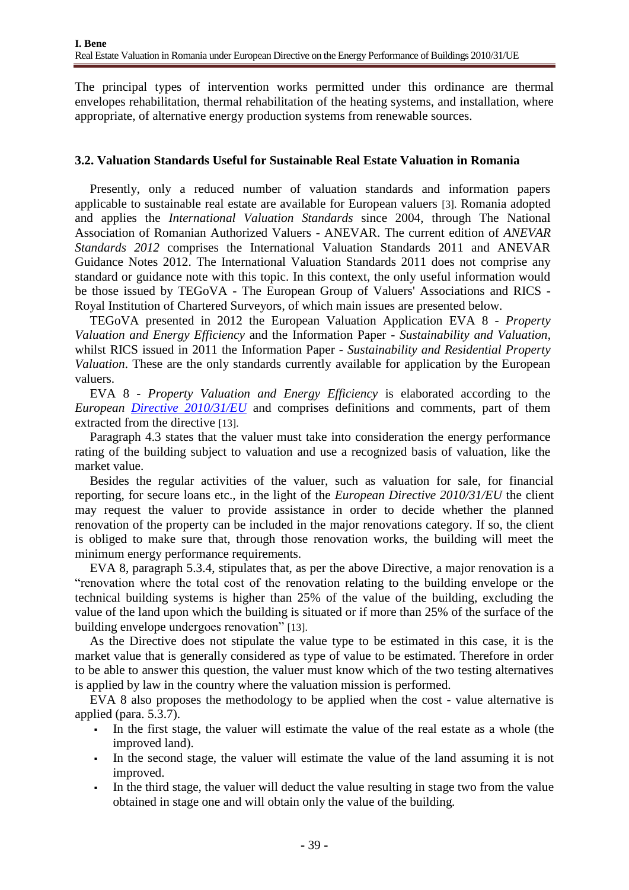The principal types of intervention works permitted under this ordinance are thermal envelopes rehabilitation, thermal rehabilitation of the heating systems, and installation, where appropriate, of alternative energy production systems from renewable sources.

### 3.2. Valuation Standards Useful for Sustainable Real Estate Valuation in Romania

Presently, only a reduced number of valuation standards and information papers applicable to sustainable real estate are available for European valuers [3]. Romania adopted and applies the *International Valuation Standards* since 2004, through The National Association of Romanian Authorized Valuers - ANEVAR. The current edition of *ANEVAR Standards 2012* comprises the International Valuation Standards 2011 and ANEVAR Guidance Notes 2012. The International Valuation Standards 2011 does not comprise any standard or guidance note with this topic. In this context, the only useful information would be those issued by TEGoVA - The European Group of Valuers' Associations and RICS - Royal Institution of Chartered Surveyors, of which main issues are presented below.

TEGoVA presented in 2012 the European Valuation Application EVA 8 - *Property Valuation and Energy Efficiency* and the Information Paper - *Sustainability and Valuation*, whilst RICS issued in 2011 the Information Paper - *Sustainability and Residential Property Valuation*. These are the only standards currently available for application by the European valuers.

EVA 8 - *Property Valuation and Energy Efficiency* is elaborated according to the *European Directive 2010/31/EU* and comprises definitions and comments, part of them extracted from the directive [13].

Paragraph 4.3 states that the valuer must take into consideration the energy performance rating of the building subject to valuation and use a recognized basis of valuation, like the market value.

Besides the regular activities of the valuer, such as valuation for sale, for financial reporting, for secure loans etc., in the light of the *European Directive 2010/31/EU* the client may request the valuer to provide assistance in order to decide whether the planned renovation of the property can be included in the major renovations category. If so, the client is obliged to make sure that, through those renovation works, the building will meet the minimum energy performance requirements.

EVA 8, paragraph 5.3.4, stipulates that, as per the above Directive, a major renovation is a "renovation where the total cost of the renovation relating to the building envelope or the technical building systems is higher than 25% of the value of the building, excluding the value of the land upon which the building is situated or if more than 25% of the surface of the building envelope undergoes renovation" [13].

As the Directive does not stipulate the value type to be estimated in this case, it is the market value that is generally considered as type of value to be estimated. Therefore in order to be able to answer this question, the valuer must know which of the two testing alternatives is applied by law in the country where the valuation mission is performed.

EVA 8 also proposes the methodology to be applied when the cost - value alternative is applied (para. 5.3.7).

- In the first stage, the valuer will estimate the value of the real estate as a whole (the improved land).
- In the second stage, the valuer will estimate the value of the land assuming it is not improved.
- In the third stage, the valuer will deduct the value resulting in stage two from the value obtained in stage one and will obtain only the value of the building.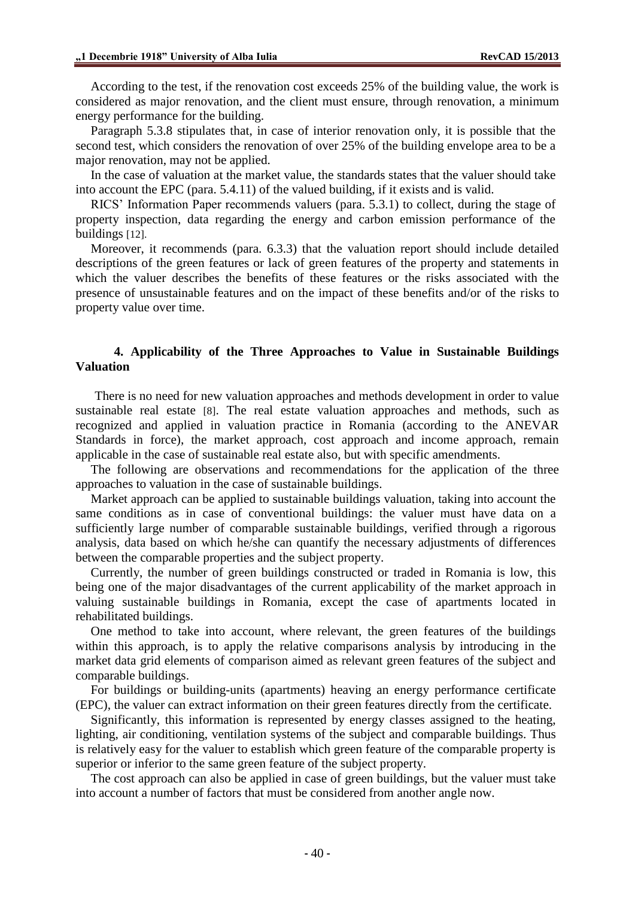According to the test, if the renovation cost exceeds 25% of the building value, the work is considered as major renovation, and the client must ensure, through renovation, a minimum energy performance for the building.

Paragraph 5.3.8 stipulates that, in case of interior renovation only, it is possible that the second test, which considers the renovation of over 25% of the building envelope area to be a major renovation, may not be applied.

In the case of valuation at the market value, the standards states that the valuer should take into account the EPC (para. 5.4.11) of the valued building, if it exists and is valid.

RICS' Information Paper recommends valuers (para. 5.3.1) to collect, during the stage of property inspection, data regarding the energy and carbon emission performance of the buildings [12].

Moreover, it recommends (para. 6.3.3) that the valuation report should include detailed descriptions of the green features or lack of green features of the property and statements in which the valuer describes the benefits of these features or the risks associated with the presence of unsustainable features and on the impact of these benefits and/or of the risks to property value over time.

## 4. Applicability of the Three Approaches to Value in Sustainable Buildings Valuation

There is no need for new valuation approaches and methods development in order to value sustainable real estate [8]. The real estate valuation approaches and methods, such as recognized and applied in valuation practice in Romania (according to the ANEVAR Standards in force), the market approach, cost approach and income approach, remain applicable in the case of sustainable real estate also, but with specific amendments.

The following are observations and recommendations for the application of the three approaches to valuation in the case of sustainable buildings.

Market approach can be applied to sustainable buildings valuation, taking into account the same conditions as in case of conventional buildings: the valuer must have data on a sufficiently large number of comparable sustainable buildings, verified through a rigorous analysis, data based on which he/she can quantify the necessary adjustments of differences between the comparable properties and the subject property.

Currently, the number of green buildings constructed or traded in Romania is low, this being one of the major disadvantages of the current applicability of the market approach in valuing sustainable buildings in Romania, except the case of apartments located in rehabilitated buildings.

One method to take into account, where relevant, the green features of the buildings within this approach, is to apply the relative comparisons analysis by introducing in the market data grid elements of comparison aimed as relevant green features of the subject and comparable buildings.

For buildings or building-units (apartments) heaving an energy performance certificate (EPC), the valuer can extract information on their green features directly from the certificate.

Significantly, this information is represented by energy classes assigned to the heating, lighting, air conditioning, ventilation systems of the subject and comparable buildings. Thus is relatively easy for the valuer to establish which green feature of the comparable property is superior or inferior to the same green feature of the subject property.

The cost approach can also be applied in case of green buildings, but the valuer must take into account a number of factors that must be considered from another angle now.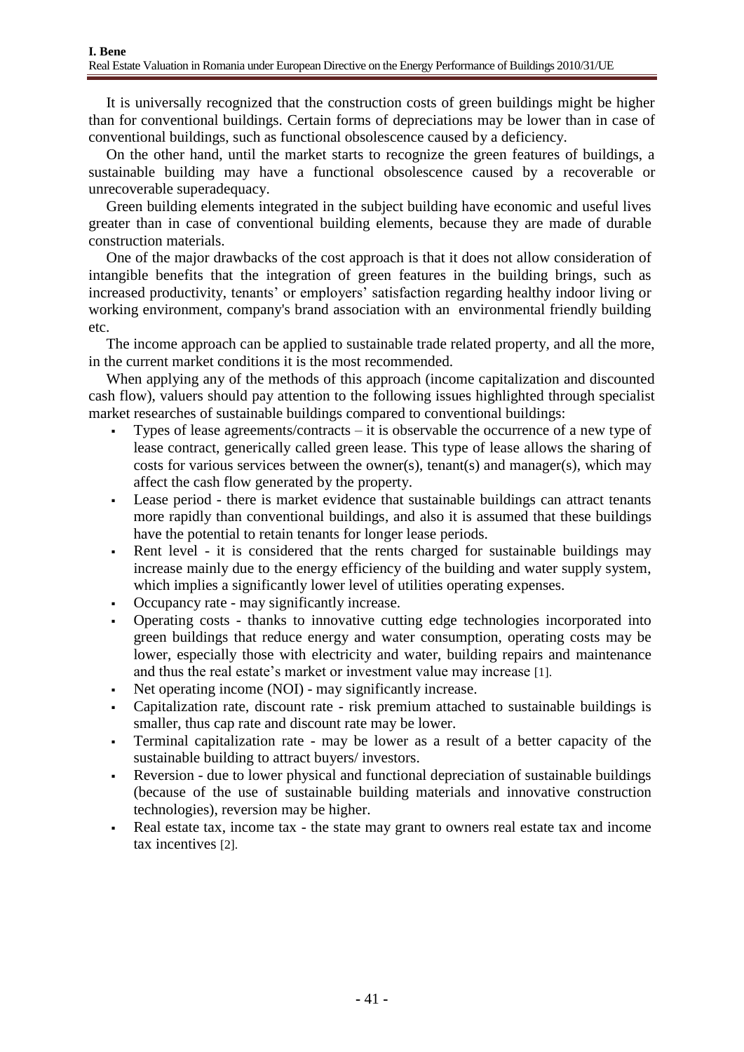It is universally recognized that the construction costs of green buildings might be higher than for conventional buildings. Certain forms of depreciations may be lower than in case of conventional buildings, such as functional obsolescence caused by a deficiency.

On the other hand, until the market starts to recognize the green features of buildings, a sustainable building may have a functional obsolescence caused by a recoverable or unrecoverable superadequacy.

Green building elements integrated in the subject building have economic and useful lives greater than in case of conventional building elements, because they are made of durable construction materials.

One of the major drawbacks of the cost approach is that it does not allow consideration of intangible benefits that the integration of green features in the building brings, such as increased productivity, tenants' or employers' satisfaction regarding healthy indoor living or working environment, company's brand association with an environmental friendly building etc.

The income approach can be applied to sustainable trade related property, and all the more, in the current market conditions it is the most recommended.

When applying any of the methods of this approach (income capitalization and discounted cash flow), valuers should pay attention to the following issues highlighted through specialist market researches of sustainable buildings compared to conventional buildings:

- Types of lease agreements/contracts – it is observable the occurrence of a new type of lease contract, generically called green lease. This type of lease allows the sharing of costs for various services between the owner(s), tenant(s) and manager(s), which may affect the cash flow generated by the property.
- Lease period - there is market evidence that sustainable buildings can attract tenants more rapidly than conventional buildings, and also it is assumed that these buildings have the potential to retain tenants for longer lease periods.
- Rent level - it is considered that the rents charged for sustainable buildings may increase mainly due to the energy efficiency of the building and water supply system, which implies a significantly lower level of utilities operating expenses.
- Occupancy rate - may significantly increase.
- Operating costs - thanks to innovative cutting edge technologies incorporated into green buildings that reduce energy and water consumption, operating costs may be lower, especially those with electricity and water, building repairs and maintenance and thus the real estate's market or investment value may increase [1].
- Net operating income (NOI) - may significantly increase.
- Capitalization rate, discount rate - risk premium attached to sustainable buildings is smaller, thus cap rate and discount rate may be lower.
- Terminal capitalization rate - may be lower as a result of a better capacity of the sustainable building to attract buyers/ investors.
- Reversion - due to lower physical and functional depreciation of sustainable buildings (because of the use of sustainable building materials and innovative construction technologies), reversion may be higher.
- Real estate tax, income tax - the state may grant to owners real estate tax and income tax incentives [2].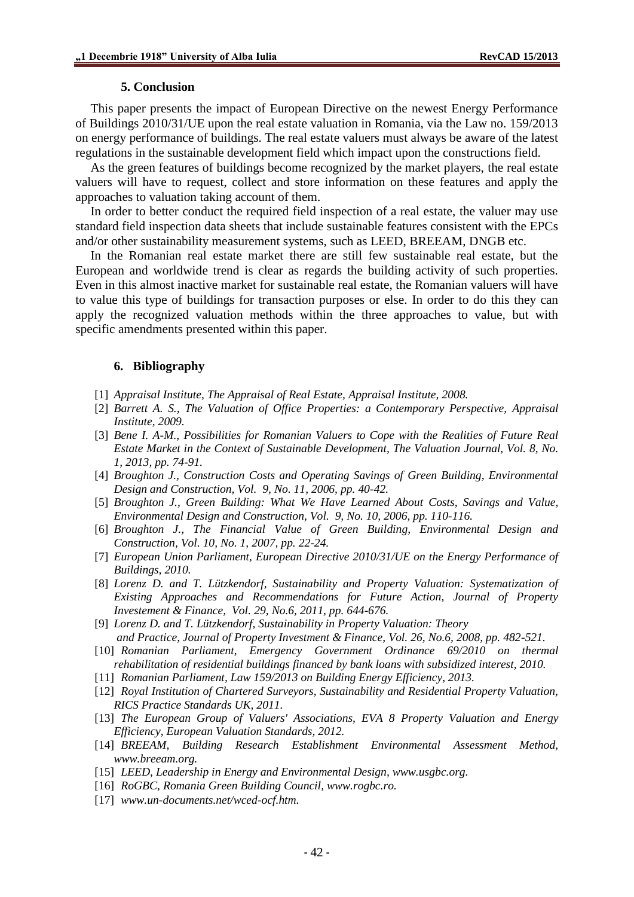## 5. Conclusion

This paper presents the impact of European Directive on the newest Energy Performance of Buildings 2010/31/UE upon the real estate valuation in Romania, via the Law no. 159/2013 on energy performance of buildings. The real estate valuers must always be aware of the latest regulations in the sustainable development field which impact upon the constructions field.

As the green features of buildings become recognized by the market players, the real estate valuers will have to request, collect and store information on these features and apply the approaches to valuation taking account of them.

In order to better conduct the required field inspection of a real estate, the valuer may use standard field inspection data sheets that include sustainable features consistent with the EPCs and/or other sustainability measurement systems, such as LEED, BREEAM, DNGB etc.

In the Romanian real estate market there are still few sustainable real estate, but the European and worldwide trend is clear as regards the building activity of such properties. Even in this almost inactive market for sustainable real estate, the Romanian valuers will have to value this type of buildings for transaction purposes or else. In order to do this they can apply the recognized valuation methods within the three approaches to value, but with specific amendments presented within this paper.

## 6. Bibliography

[1] *Appraisal Institute, The Appraisal of Real Estate, Appraisal Institute, 2008.*

[2] *Barrett A. S., The Valuation of Office Properties: a Contemporary Perspective, Appraisal Institute, 2009.*

[3] *Bene I. A-M., Possibilities for Romanian Valuers to Cope with the Realities of Future Real Estate Market in the Context of Sustainable Development, The Valuation Journal, Vol. 8, No. 1, 2013, pp. 74-91.*

[4] *Broughton J., Construction Costs and Operating Savings of Green Building, Environmental Design and Construction, Vol. 9, No. 11, 2006, pp. 40-42.*

[5] *Broughton J., Green Building: What We Have Learned About Costs, Savings and Value, Environmental Design and Construction, Vol. 9, No. 10, 2006, pp. 110-116.*

[6] *Broughton J., The Financial Value of Green Building, Environmental Design and Construction, Vol. 10, No. 1, 2007, pp. 22-24.*

[7] *European Union Parliament, European Directive 2010/31/UE on the Energy Performance of Buildings, 2010.*

[8] *Lorenz D. and T. Lützkendorf, Sustainability and Property Valuation: Systematization of Existing Approaches and Recommendations for Future Action, Journal of Property Investement & Finance, Vol. 29, No.6, 2011, pp. 644-676.*

[9] *Lorenz D. and T. Lützkendorf, Sustainability in Property Valuation: Theory and Practice, Journal of Property Investment & Finance, Vol. 26, No.6, 2008, pp. 482-521.*

[10] *Romanian Parliament, Emergency Government Ordinance 69/2010 on thermal rehabilitation of residential buildings financed by bank loans with subsidized interest, 2010.*

[11] *Romanian Parliament, Law 159/2013 on Building Energy Efficiency, 2013.*

[12] *Royal Institution of Chartered Surveyors, Sustainability and Residential Property Valuation, RICS Practice Standards UK, 2011.*

[13] *The European Group of Valuers' Associations, EVA 8 Property Valuation and Energy Efficiency, European Valuation Standards, 2012.*

[14] *BREEAM, Building Research Establishment Environmental Assessment Method, www.breeam.org.*

[15] *LEED, Leadership in Energy and Environmental Design, www.usgbc.org.*

[16] *RoGBC, Romania Green Building Council, www.rogbc.ro.*

[17] *www.un-documents.net/wced-ocf.htm.*